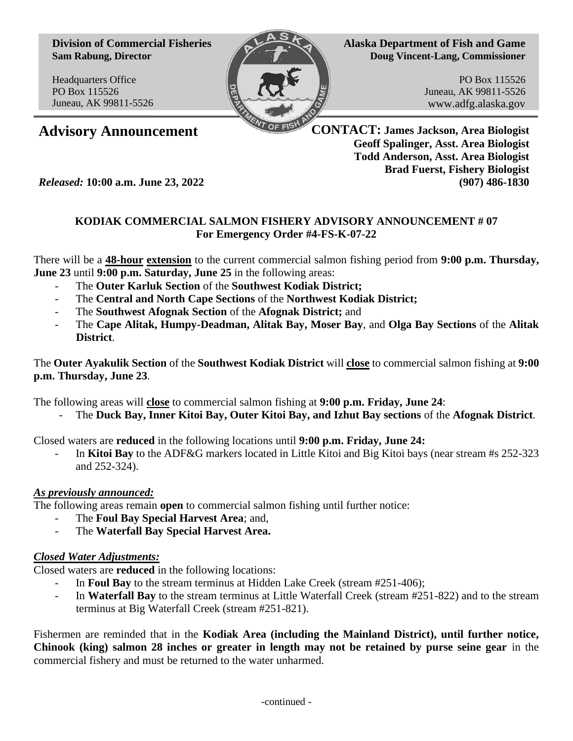**Division of Commercial Fisheries**
**Sam Rabung, Director**

Headquarters Office
PO Box 115526
Juneau, AK 99811-5526

**Alaska Department of Fish and Game**
**Doug Vincent-Lang, Commissioner**

PO Box 115526
Juneau, AK 99811-5526
www.adfg.alaska.gov

# Advisory Announcement

**CONTACT: James Jackson, Area Biologist**
**Geoff Spalinger, Asst. Area Biologist**
**Todd Anderson, Asst. Area Biologist**
**Brad Fuerst, Fishery Biologist**
**(907) 486-1830**

*Released:* **10:00 a.m. June 23, 2022**

## KODIAK COMMERCIAL SALMON FISHERY ADVISORY ANNOUNCEMENT # 07
## For Emergency Order #4-FS-K-07-22

There will be a **48-hour extension** to the current commercial salmon fishing period from **9:00 p.m. Thursday, June 23** until **9:00 p.m. Saturday, June 25** in the following areas:

- The **Outer Karluk Section** of the **Southwest Kodiak District;**
- The **Central and North Cape Sections** of the **Northwest Kodiak District;**
- The **Southwest Afognak Section** of the **Afognak District;** and
- The **Cape Alitak, Humpy-Deadman, Alitak Bay, Moser Bay**, and **Olga Bay Sections** of the **Alitak District**.

The **Outer Ayakulik Section** of the **Southwest Kodiak District** will **close** to commercial salmon fishing at **9:00 p.m. Thursday, June 23**.

The following areas will **close** to commercial salmon fishing at **9:00 p.m. Friday, June 24**:

- The **Duck Bay, Inner Kitoi Bay, Outer Kitoi Bay, and Izhut Bay sections** of the **Afognak District**.

Closed waters are **reduced** in the following locations until **9:00 p.m. Friday, June 24:**

- In **Kitoi Bay** to the ADF&G markers located in Little Kitoi and Big Kitoi bays (near stream #s 252-323 and 252-324).

***As previously announced:***

The following areas remain **open** to commercial salmon fishing until further notice:

- The **Foul Bay Special Harvest Area**; and,
- The **Waterfall Bay Special Harvest Area.**

***Closed Water Adjustments:***

Closed waters are **reduced** in the following locations:

- In **Foul Bay** to the stream terminus at Hidden Lake Creek (stream #251-406);
- In **Waterfall Bay** to the stream terminus at Little Waterfall Creek (stream #251-822) and to the stream terminus at Big Waterfall Creek (stream #251-821).

Fishermen are reminded that in the **Kodiak Area (including the Mainland District), until further notice, Chinook (king) salmon 28 inches or greater in length may not be retained by purse seine gear** in the commercial fishery and must be returned to the water unharmed.

-continued -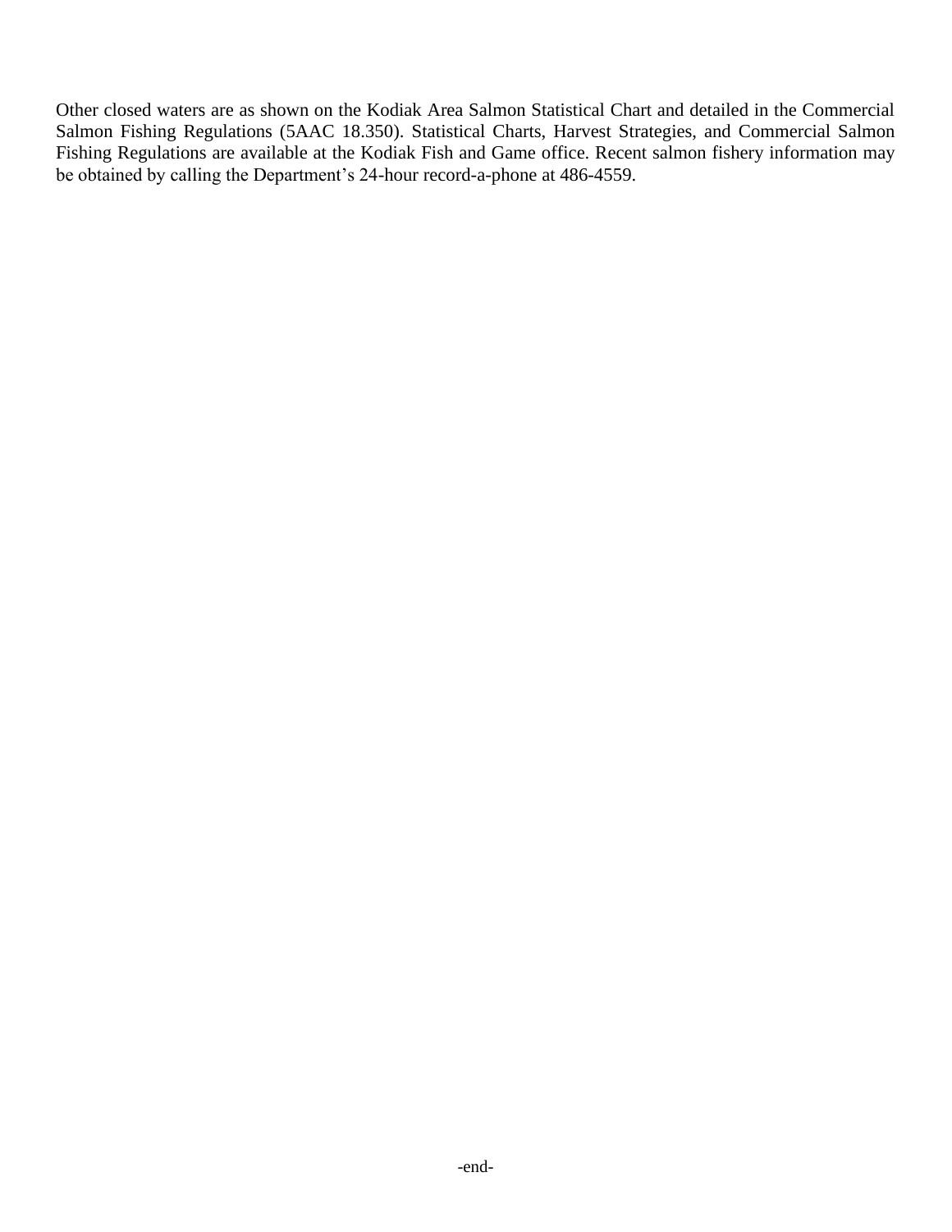Other closed waters are as shown on the Kodiak Area Salmon Statistical Chart and detailed in the Commercial Salmon Fishing Regulations (5AAC 18.350). Statistical Charts, Harvest Strategies, and Commercial Salmon Fishing Regulations are available at the Kodiak Fish and Game office. Recent salmon fishery information may be obtained by calling the Department's 24-hour record-a-phone at 486-4559.

-end-